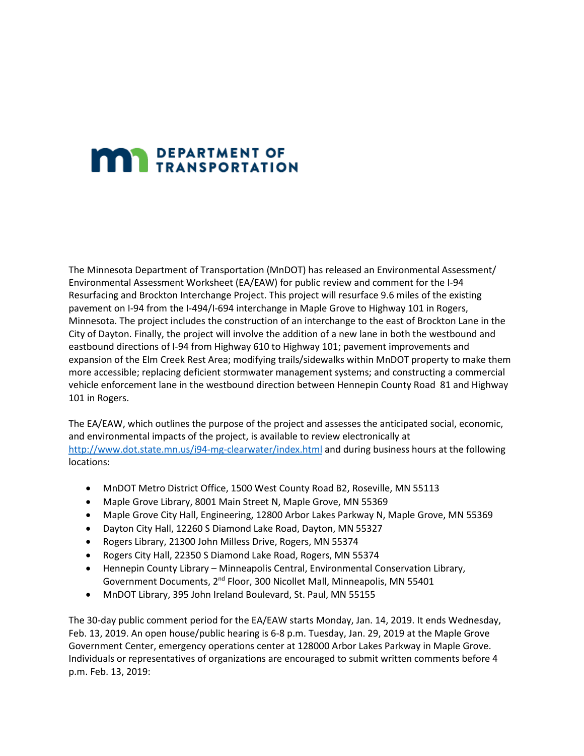**DEPARTMENT OF TRANSPORTATION**

The Minnesota Department of Transportation (MnDOT) has released an Environmental Assessment/Environmental Assessment Worksheet (EA/EAW) for public review and comment for the I-94 Resurfacing and Brockton Interchange Project. This project will resurface 9.6 miles of the existing pavement on I-94 from the I-494/I-694 interchange in Maple Grove to Highway 101 in Rogers, Minnesota. The project includes the construction of an interchange to the east of Brockton Lane in the City of Dayton. Finally, the project will involve the addition of a new lane in both the westbound and eastbound directions of I-94 from Highway 610 to Highway 101; pavement improvements and expansion of the Elm Creek Rest Area; modifying trails/sidewalks within MnDOT property to make them more accessible; replacing deficient stormwater management systems; and constructing a commercial vehicle enforcement lane in the westbound direction between Hennepin County Road 81 and Highway 101 in Rogers.

The EA/EAW, which outlines the purpose of the project and assesses the anticipated social, economic, and environmental impacts of the project, is available to review electronically at http://www.dot.state.mn.us/i94-mg-clearwater/index.html and during business hours at the following locations:

- MnDOT Metro District Office, 1500 West County Road B2, Roseville, MN 55113
- Maple Grove Library, 8001 Main Street N, Maple Grove, MN 55369
- Maple Grove City Hall, Engineering, 12800 Arbor Lakes Parkway N, Maple Grove, MN 55369
- Dayton City Hall, 12260 S Diamond Lake Road, Dayton, MN 55327
- Rogers Library, 21300 John Milless Drive, Rogers, MN 55374
- Rogers City Hall, 22350 S Diamond Lake Road, Rogers, MN 55374
- Hennepin County Library – Minneapolis Central, Environmental Conservation Library, Government Documents, 2nd Floor, 300 Nicollet Mall, Minneapolis, MN 55401
- MnDOT Library, 395 John Ireland Boulevard, St. Paul, MN 55155

The 30-day public comment period for the EA/EAW starts Monday, Jan. 14, 2019. It ends Wednesday, Feb. 13, 2019. An open house/public hearing is 6-8 p.m. Tuesday, Jan. 29, 2019 at the Maple Grove Government Center, emergency operations center at 128000 Arbor Lakes Parkway in Maple Grove. Individuals or representatives of organizations are encouraged to submit written comments before 4 p.m. Feb. 13, 2019: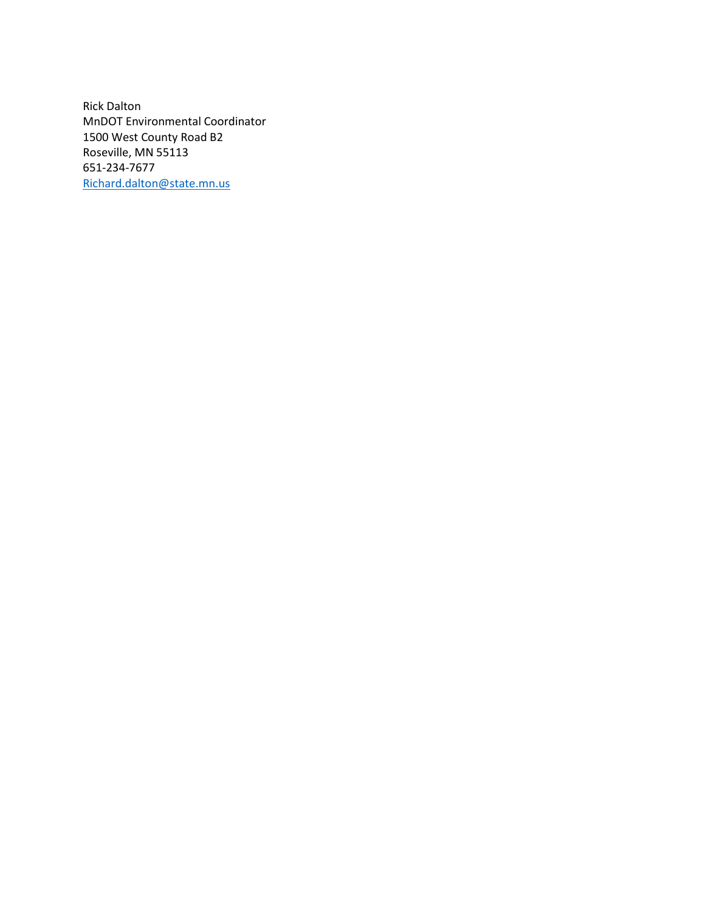Rick Dalton
MnDOT Environmental Coordinator
1500 West County Road B2
Roseville, MN 55113
651-234-7677
Richard.dalton@state.mn.us